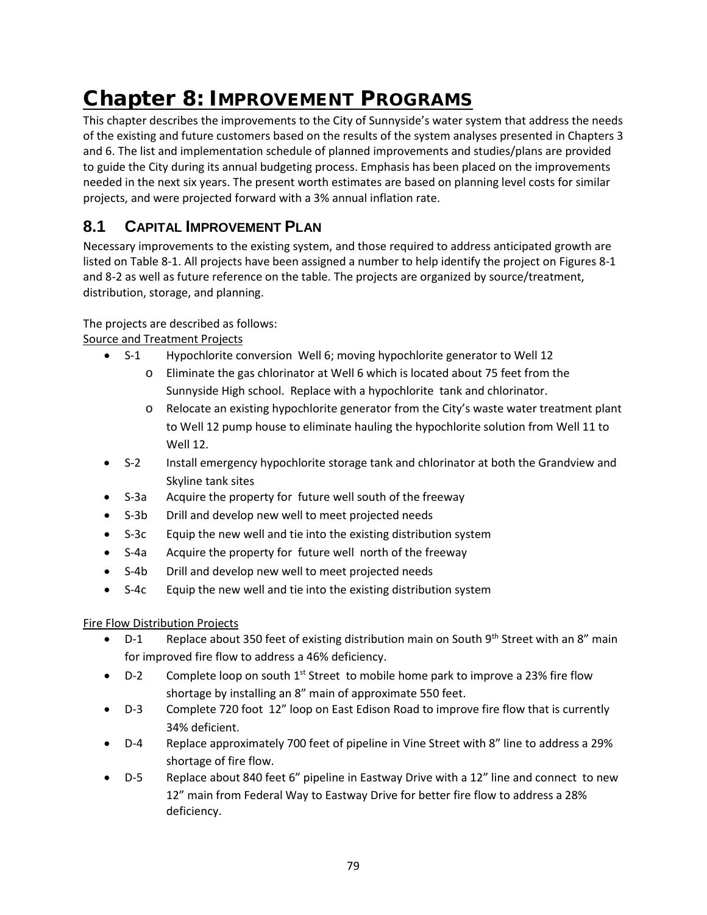# Chapter 8: Improvement Programs

This chapter describes the improvements to the City of Sunnyside's water system that address the needs of the existing and future customers based on the results of the system analyses presented in Chapters 3 and 6. The list and implementation schedule of planned improvements and studies/plans are provided to guide the City during its annual budgeting process. Emphasis has been placed on the improvements needed in the next six years. The present worth estimates are based on planning level costs for similar projects, and were projected forward with a 3% annual inflation rate.

## 8.1 Capital Improvement Plan

Necessary improvements to the existing system, and those required to address anticipated growth are listed on Table 8-1. All projects have been assigned a number to help identify the project on Figures 8-1 and 8-2 as well as future reference on the table. The projects are organized by source/treatment, distribution, storage, and planning.

The projects are described as follows:

Source and Treatment Projects

- S-1 Hypochlorite conversion Well 6; moving hypochlorite generator to Well 12
  - Eliminate the gas chlorinator at Well 6 which is located about 75 feet from the Sunnyside High school. Replace with a hypochlorite tank and chlorinator.
  - Relocate an existing hypochlorite generator from the City's waste water treatment plant to Well 12 pump house to eliminate hauling the hypochlorite solution from Well 11 to Well 12.
- S-2 Install emergency hypochlorite storage tank and chlorinator at both the Grandview and Skyline tank sites
- S-3a Acquire the property for future well south of the freeway
- S-3b Drill and develop new well to meet projected needs
- S-3c Equip the new well and tie into the existing distribution system
- S-4a Acquire the property for future well north of the freeway
- S-4b Drill and develop new well to meet projected needs
- S-4c Equip the new well and tie into the existing distribution system

Fire Flow Distribution Projects

- D-1 Replace about 350 feet of existing distribution main on South 9th Street with an 8" main for improved fire flow to address a 46% deficiency.
- D-2 Complete loop on south 1st Street to mobile home park to improve a 23% fire flow shortage by installing an 8" main of approximate 550 feet.
- D-3 Complete 720 foot 12" loop on East Edison Road to improve fire flow that is currently 34% deficient.
- D-4 Replace approximately 700 feet of pipeline in Vine Street with 8" line to address a 29% shortage of fire flow.
- D-5 Replace about 840 feet 6" pipeline in Eastway Drive with a 12" line and connect to new 12" main from Federal Way to Eastway Drive for better fire flow to address a 28% deficiency.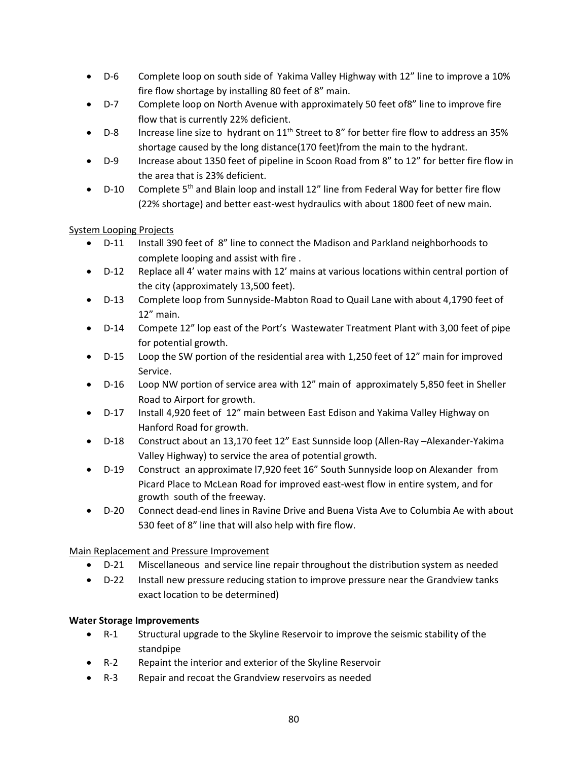- D-6 Complete loop on south side of Yakima Valley Highway with 12" line to improve a 10% fire flow shortage by installing 80 feet of 8" main.
- D-7 Complete loop on North Avenue with approximately 50 feet of8" line to improve fire flow that is currently 22% deficient.
- D-8 Increase line size to hydrant on 11th Street to 8" for better fire flow to address an 35% shortage caused by the long distance(170 feet)from the main to the hydrant.
- D-9 Increase about 1350 feet of pipeline in Scoon Road from 8" to 12" for better fire flow in the area that is 23% deficient.
- D-10 Complete 5th and Blain loop and install 12" line from Federal Way for better fire flow (22% shortage) and better east-west hydraulics with about 1800 feet of new main.

System Looping Projects

- D-11 Install 390 feet of 8" line to connect the Madison and Parkland neighborhoods to complete looping and assist with fire .
- D-12 Replace all 4' water mains with 12' mains at various locations within central portion of the city (approximately 13,500 feet).
- D-13 Complete loop from Sunnyside-Mabton Road to Quail Lane with about 4,1790 feet of 12" main.
- D-14 Compete 12" lop east of the Port's Wastewater Treatment Plant with 3,00 feet of pipe for potential growth.
- D-15 Loop the SW portion of the residential area with 1,250 feet of 12" main for improved Service.
- D-16 Loop NW portion of service area with 12" main of approximately 5,850 feet in Sheller Road to Airport for growth.
- D-17 Install 4,920 feet of 12" main between East Edison and Yakima Valley Highway on Hanford Road for growth.
- D-18 Construct about an 13,170 feet 12" East Sunnside loop (Allen-Ray –Alexander-Yakima Valley Highway) to service the area of potential growth.
- D-19 Construct an approximate l7,920 feet 16" South Sunnyside loop on Alexander from Picard Place to McLean Road for improved east-west flow in entire system, and for growth south of the freeway.
- D-20 Connect dead-end lines in Ravine Drive and Buena Vista Ave to Columbia Ae with about 530 feet of 8" line that will also help with fire flow.

Main Replacement and Pressure Improvement

- D-21 Miscellaneous and service line repair throughout the distribution system as needed
- D-22 Install new pressure reducing station to improve pressure near the Grandview tanks exact location to be determined)

**Water Storage Improvements**

- R-1 Structural upgrade to the Skyline Reservoir to improve the seismic stability of the standpipe
- R-2 Repaint the interior and exterior of the Skyline Reservoir
- R-3 Repair and recoat the Grandview reservoirs as needed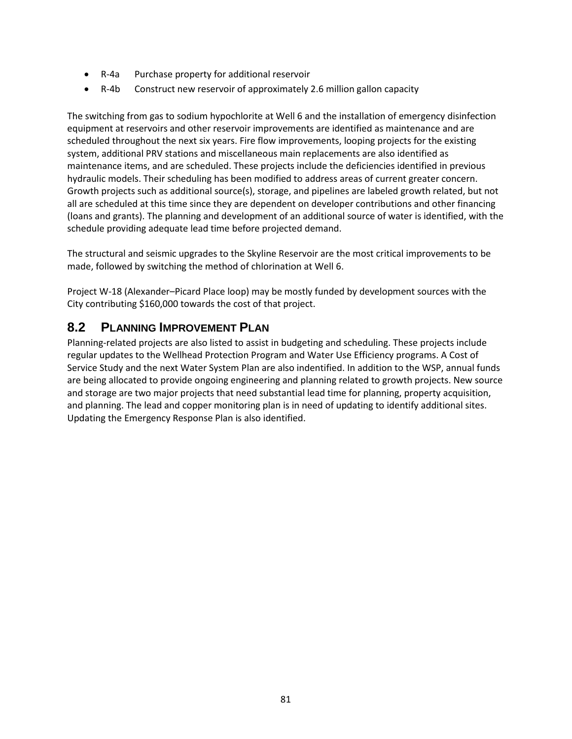- R-4a Purchase property for additional reservoir
- R-4b Construct new reservoir of approximately 2.6 million gallon capacity

The switching from gas to sodium hypochlorite at Well 6 and the installation of emergency disinfection equipment at reservoirs and other reservoir improvements are identified as maintenance and are scheduled throughout the next six years. Fire flow improvements, looping projects for the existing system, additional PRV stations and miscellaneous main replacements are also identified as maintenance items, and are scheduled. These projects include the deficiencies identified in previous hydraulic models. Their scheduling has been modified to address areas of current greater concern. Growth projects such as additional source(s), storage, and pipelines are labeled growth related, but not all are scheduled at this time since they are dependent on developer contributions and other financing (loans and grants). The planning and development of an additional source of water is identified, with the schedule providing adequate lead time before projected demand.

The structural and seismic upgrades to the Skyline Reservoir are the most critical improvements to be made, followed by switching the method of chlorination at Well 6.

Project W-18 (Alexander–Picard Place loop) may be mostly funded by development sources with the City contributing $160,000 towards the cost of that project.

## 8.2 PLANNING IMPROVEMENT PLAN

Planning-related projects are also listed to assist in budgeting and scheduling. These projects include regular updates to the Wellhead Protection Program and Water Use Efficiency programs. A Cost of Service Study and the next Water System Plan are also indentified. In addition to the WSP, annual funds are being allocated to provide ongoing engineering and planning related to growth projects. New source and storage are two major projects that need substantial lead time for planning, property acquisition, and planning. The lead and copper monitoring plan is in need of updating to identify additional sites. Updating the Emergency Response Plan is also identified.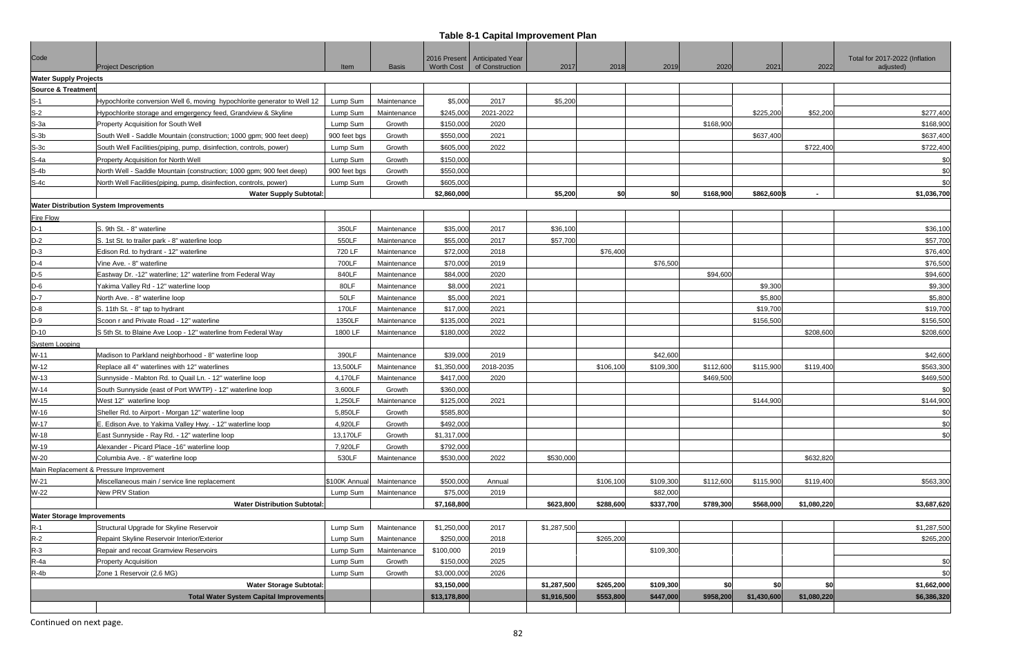# Table 8-1 Capital Improvement Plan

| Code | Project Description | Item | Basis | 2016 Present Worth Cost | Anticipated Year of Construction | 2017 | 2018 | 2019 | 2020 | 2021 | 2022 | Total for 2017-2022 (Inflation adjusted) |
|---|---|---|---|---|---|---|---|---|---|---|---|---|
| **Water Supply Projects** | | | | | | | | | | | | |
| **Source & Treatment** | | | | | | | | | | | | |
| S-1 | Hypochlorite conversion Well 6, moving hypochlorite generator to Well 12 | Lump Sum | Maintenance | $5,000 | 2017 | $5,200 | | | | | | |
| S-2 | Hypochlorite storage and emgergency feed, Grandview & Skyline | Lump Sum | Maintenance | $245,000 | 2021-2022 | | | | | $225,200 | $52,200 | $277,400 |
| S-3a | Property Acquisition for South Well | Lump Sum | Growth | $150,000 | 2020 | | | | $168,900 | | | $168,900 |
| S-3b | South Well - Saddle Mountain (construction; 1000 gpm; 900 feet deep) | 900 feet bgs | Growth | $550,000 | 2021 | | | | | $637,400 | | $637,400 |
| S-3c | South Well Facilities(piping, pump, disinfection, controls, power) | Lump Sum | Growth | $605,000 | 2022 | | | | | | $722,400 | $722,400 |
| S-4a | Property Acquisition for North Well | Lump Sum | Growth | $150,000 | | | | | | | | $0 |
| S-4b | North Well - Saddle Mountain (construction; 1000 gpm; 900 feet deep) | 900 feet bgs | Growth | $550,000 | | | | | | | | $0 |
| S-4c | North Well Facilities(piping, pump, disinfection, controls, power) | Lump Sum | Growth | $605,000 | | | | | | | | $0 |
| | **Water Supply Subtotal:** | | | **$2,860,000** | | **$5,200** | **$0** | **$0** | **$168,900** | **$862,600** | **$ -** | **$1,036,700** |
| **Water Distribution System Improvements** | | | | | | | | | | | | |
| Fire Flow | | | | | | | | | | | | |
| D-1 | S. 9th St. - 8" waterline | 350LF | Maintenance | $35,000 | 2017 | $36,100 | | | | | | $36,100 |
| D-2 | S. 1st St. to trailer park - 8" waterline loop | 550LF | Maintenance | $55,000 | 2017 | $57,700 | | | | | | $57,700 |
| D-3 | Edison Rd. to hydrant - 12" waterline | 720 LF | Maintenance | $72,000 | 2018 | | $76,400 | | | | | $76,400 |
| D-4 | Vine Ave. - 8" waterline | 700LF | Maintenance | $70,000 | 2019 | | | $76,500 | | | | $76,500 |
| D-5 | Eastway Dr. -12" waterline; 12" waterline from Federal Way | 840LF | Maintenance | $84,000 | 2020 | | | | $94,600 | | | $94,600 |
| D-6 | Yakima Valley Rd - 12" waterline loop | 80LF | Maintenance | $8,000 | 2021 | | | | | $9,300 | | $9,300 |
| D-7 | North Ave. - 8" waterline loop | 50LF | Maintenance | $5,000 | 2021 | | | | | $5,800 | | $5,800 |
| D-8 | S. 11th St. - 8" tap to hydrant | 170LF | Maintenance | $17,000 | 2021 | | | | | $19,700 | | $19,700 |
| D-9 | Scoon r and Private Road - 12" waterline | 1350LF | Maintenance | $135,000 | 2021 | | | | | $156,500 | | $156,500 |
| D-10 | S 5th St. to Blaine Ave Loop - 12" waterline from Federal Way | 1800 LF | Maintenance | $180,000 | 2022 | | | | | | $208,600 | $208,600 |
| System Looping | | | | | | | | | | | | |
| W-11 | Madison to Parkland neighborhood - 8" waterline loop | 390LF | Maintenance | $39,000 | 2019 | | | $42,600 | | | | $42,600 |
| W-12 | Replace all 4" waterlines with 12" waterlines | 13,500LF | Maintenance | $1,350,000 | 2018-2035 | | $106,100 | $109,300 | $112,600 | $115,900 | $119,400 | $563,300 |
| W-13 | Sunnyside - Mabton Rd. to Quail Ln. - 12" waterline loop | 4,170LF | Maintenance | $417,000 | 2020 | | | | $469,500 | | | $469,500 |
| W-14 | South Sunnyside (east of Port WWTP) - 12" waterline loop | 3,600LF | Growth | $360,000 | | | | | | | | $0 |
| W-15 | West 12" waterline loop | 1,250LF | Maintenance | $125,000 | 2021 | | | | | $144,900 | | $144,900 |
| W-16 | Sheller Rd. to Airport - Morgan 12" waterline loop | 5,850LF | Growth | $585,800 | | | | | | | | $0 |
| W-17 | E. Edison Ave. to Yakima Valley Hwy. - 12" waterline loop | 4,920LF | Growth | $492,000 | | | | | | | | $0 |
| W-18 | East Sunnyside - Ray Rd. - 12" waterline loop | 13,170LF | Growth | $1,317,000 | | | | | | | | $0 |
| W-19 | Alexander - Picard Place -16" waterline loop | 7,920LF | Growth | $792,000 | | | | | | | | |
| W-20 | Columbia Ave. - 8" waterline loop | 530LF | Maintenance | $530,000 | 2022 | $530,000 | | | | | $632,820 | |
| Main Replacement & Pressure Improvement | | | | | | | | | | | | |
| W-21 | Miscellaneous main / service line replacement | $100K Annual | Maintenance | $500,000 | Annual | | $106,100 | $109,300 | $112,600 | $115,900 | $119,400 | $563,300 |
| W-22 | New PRV Station | Lump Sum | Maintenance | $75,000 | 2019 | | | $82,000 | | | | |
| | **Water Distribution Subtotal:** | | | **$7,168,800** | | **$623,800** | **$288,600** | **$337,700** | **$789,300** | **$568,000** | **$1,080,220** | **$3,687,620** |
| **Water Storage Improvements** | | | | | | | | | | | | |
| R-1 | Structural Upgrade for Skyline Reservoir | Lump Sum | Maintenance | $1,250,000 | 2017 | $1,287,500 | | | | | | $1,287,500 |
| R-2 | Repaint Skyline Reservoir Interior/Exterior | Lump Sum | Maintenance | $250,000 | 2018 | | $265,200 | | | | | $265,200 |
| R-3 | Repair and recoat Gramview Reservoirs | Lump Sum | Maintenance | $100,000 | 2019 | | | $109,300 | | | | |
| R-4a | Property Acquisition | Lump Sum | Growth | $150,000 | 2025 | | | | | | | $0 |
| R-4b | Zone 1 Reservoir (2.6 MG) | Lump Sum | Growth | $3,000,000 | 2026 | | | | | | | $0 |
| | **Water Storage Subtotal:** | | | **$3,150,000** | | **$1,287,500** | **$265,200** | **$109,300** | **$0** | **$0** | **$0** | **$1,662,000** |
| | **Total Water System Capital Improvements** | | | **$13,178,800** | | **$1,916,500** | **$553,800** | **$447,000** | **$958,200** | **$1,430,600** | **$1,080,220** | **$6,386,320** |

Continued on next page.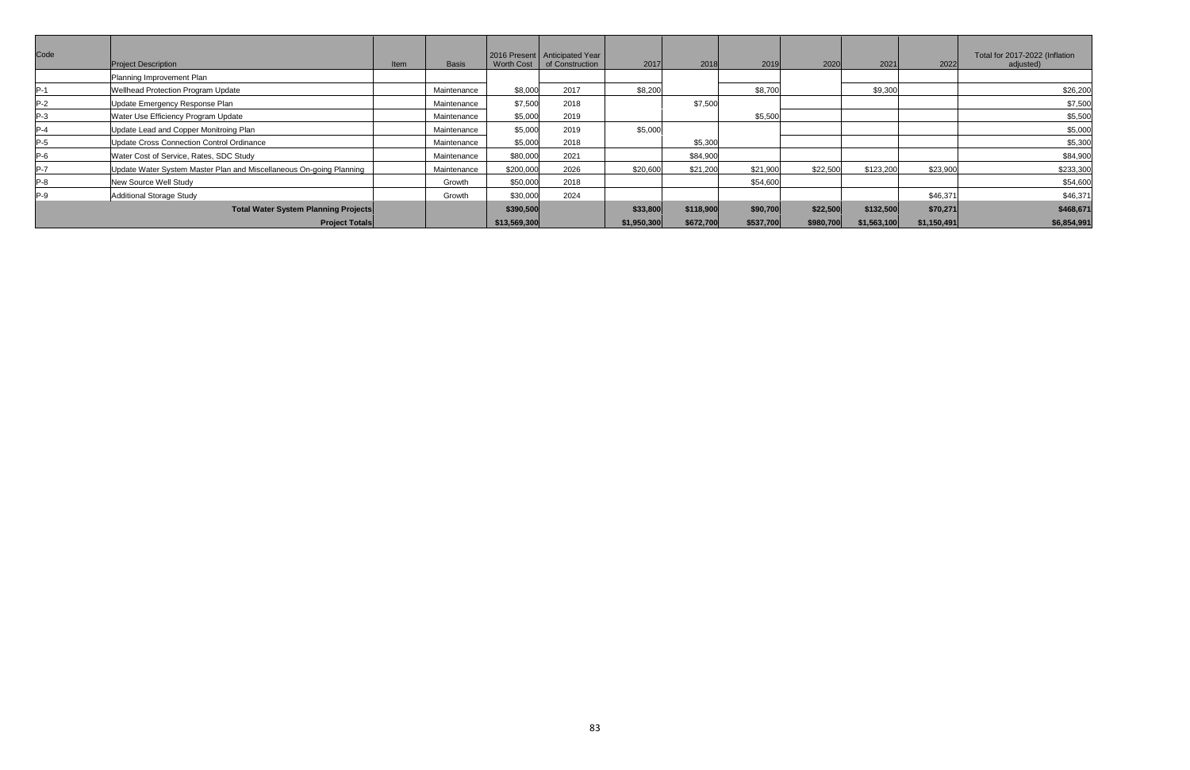| Code | Project Description | Item | Basis | 2016 Present Worth Cost | Anticipated Year of Construction | 2017 | 2018 | 2019 | 2020 | 2021 | 2022 | Total for 2017-2022 (Inflation adjusted) |
|---|---|---|---|---|---|---|---|---|---|---|---|---|
| | Planning Improvement Plan | | | | | | | | | | | |
| P-1 | Wellhead Protection Program Update | | Maintenance | $8,000 | 2017 | $8,200 | | $8,700 | | $9,300 | | $26,200 |
| P-2 | Update Emergency Response Plan | | Maintenance | $7,500 | 2018 | | $7,500 | | | | | $7,500 |
| P-3 | Water Use Efficiency Program Update | | Maintenance | $5,000 | 2019 | | | $5,500 | | | | $5,500 |
| P-4 | Update Lead and Copper Monitroing Plan | | Maintenance | $5,000 | 2019 | $5,000 | | | | | | $5,000 |
| P-5 | Update Cross Connection Control Ordinance | | Maintenance | $5,000 | 2018 | | $5,300 | | | | | $5,300 |
| P-6 | Water Cost of Service, Rates, SDC Study | | Maintenance | $80,000 | 2021 | | $84,900 | | | | | $84,900 |
| P-7 | Update Water System Master Plan and Miscellaneous On-going Planning | | Maintenance | $200,000 | 2026 | $20,600 | $21,200 | $21,900 | $22,500 | $123,200 | $23,900 | $233,300 |
| P-8 | New Source Well Study | | Growth | $50,000 | 2018 | | | $54,600 | | | | $54,600 |
| P-9 | Additional Storage Study | | Growth | $30,000 | 2024 | | | | | | $46,371 | $46,371 |
| | **Total Water System Planning Projects** | | | **$390,500** | | **$33,800** | **$118,900** | **$90,700** | **$22,500** | **$132,500** | **$70,271** | **$468,671** |
| | **Project Totals** | | | **$13,569,300** | | **$1,950,300** | **$672,700** | **$537,700** | **$980,700** | **$1,563,100** | **$1,150,491** | **$6,854,991** |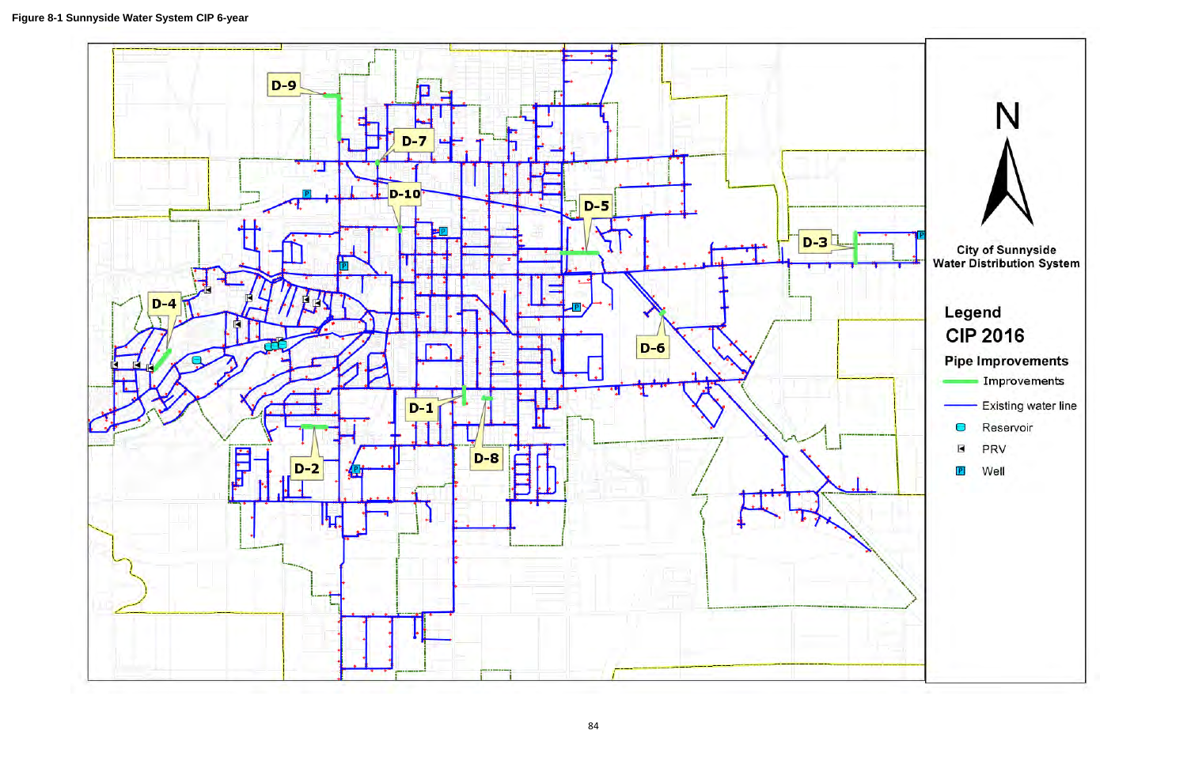**Figure 8-1 Sunnyside Water System CIP 6-year**

D-9

D-7

D-10

D-5

D-3

D-4

D-6

D-1

D-8

D-2

N

City of Sunnyside
Water Distribution System

Legend

CIP 2016

Pipe Improvements

- Improvements
- Existing water line
- Reservoir
- PRV
- Well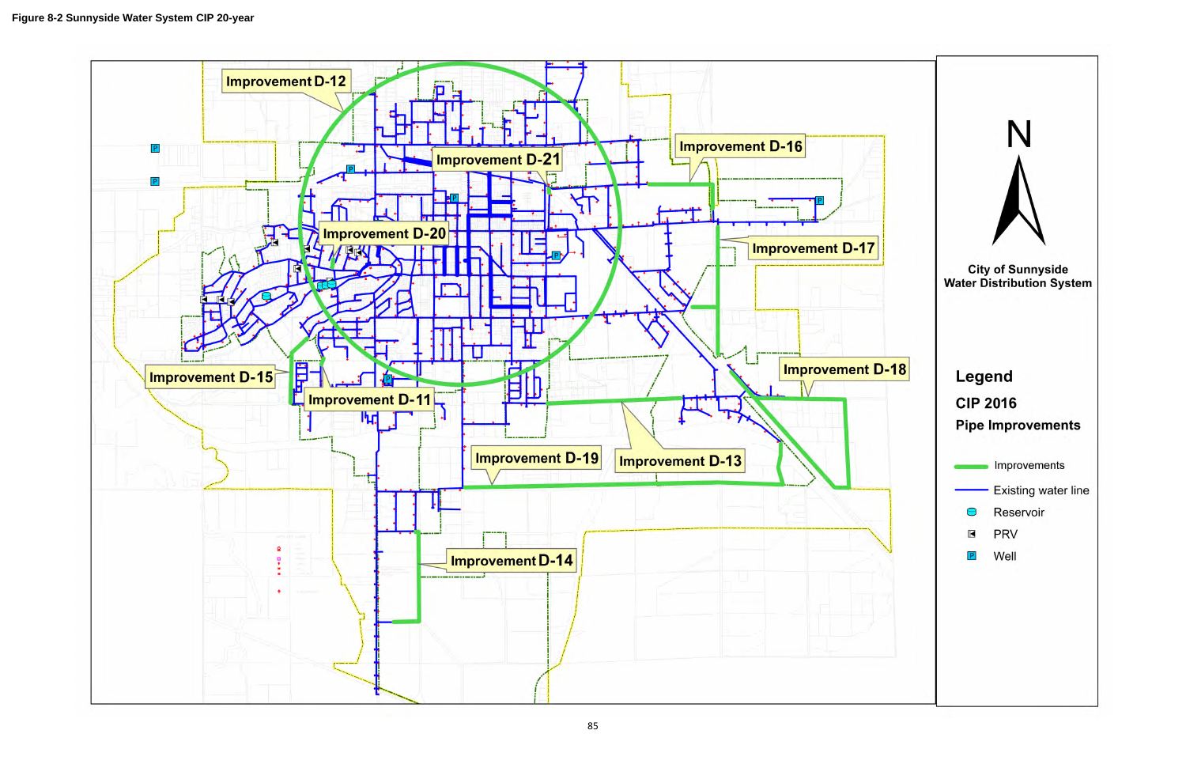Figure 8-2 Sunnyside Water System CIP 20-year

Improvement D-12

Improvement D-21

Improvement D-16

Improvement D-20

Improvement D-17

Improvement D-15

Improvement D-11

Improvement D-18

Improvement D-19

Improvement D-13

Improvement D-14

N

City of Sunnyside
Water Distribution System

Legend

CIP 2016

Pipe Improvements

- Improvements
- Existing water line
- Reservoir
- PRV
- Well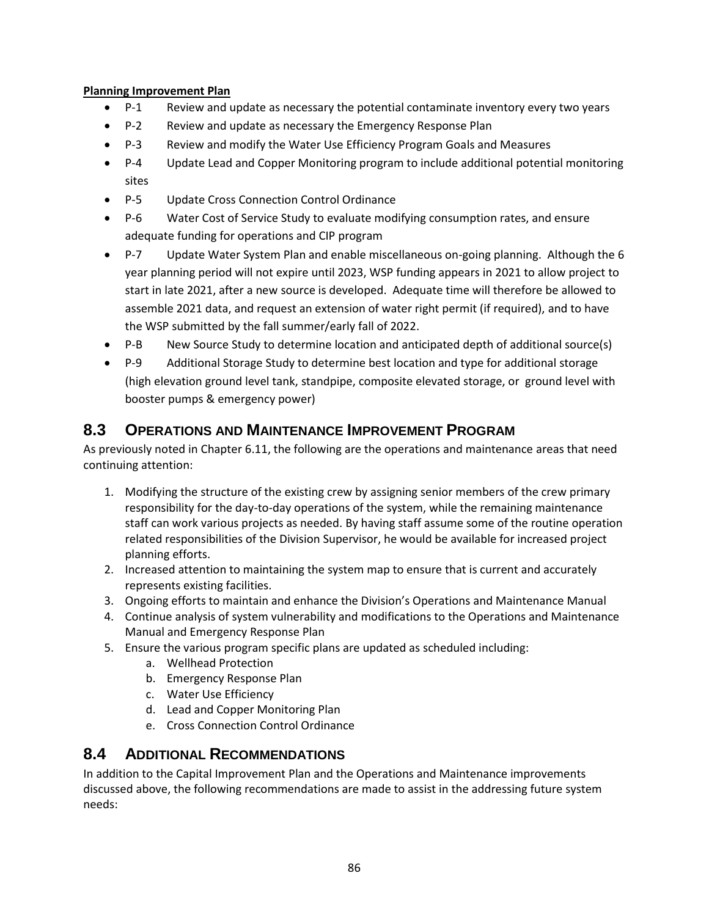**Planning Improvement Plan**

- P-1 Review and update as necessary the potential contaminate inventory every two years
- P-2 Review and update as necessary the Emergency Response Plan
- P-3 Review and modify the Water Use Efficiency Program Goals and Measures
- P-4 Update Lead and Copper Monitoring program to include additional potential monitoring sites
- P-5 Update Cross Connection Control Ordinance
- P-6 Water Cost of Service Study to evaluate modifying consumption rates, and ensure adequate funding for operations and CIP program
- P-7 Update Water System Plan and enable miscellaneous on-going planning. Although the 6 year planning period will not expire until 2023, WSP funding appears in 2021 to allow project to start in late 2021, after a new source is developed. Adequate time will therefore be allowed to assemble 2021 data, and request an extension of water right permit (if required), and to have the WSP submitted by the fall summer/early fall of 2022.
- P-B New Source Study to determine location and anticipated depth of additional source(s)
- P-9 Additional Storage Study to determine best location and type for additional storage (high elevation ground level tank, standpipe, composite elevated storage, or ground level with booster pumps & emergency power)

## 8.3 Operations and Maintenance Improvement Program

As previously noted in Chapter 6.11, the following are the operations and maintenance areas that need continuing attention:

1. Modifying the structure of the existing crew by assigning senior members of the crew primary responsibility for the day-to-day operations of the system, while the remaining maintenance staff can work various projects as needed. By having staff assume some of the routine operation related responsibilities of the Division Supervisor, he would be available for increased project planning efforts.
2. Increased attention to maintaining the system map to ensure that is current and accurately represents existing facilities.
3. Ongoing efforts to maintain and enhance the Division's Operations and Maintenance Manual
4. Continue analysis of system vulnerability and modifications to the Operations and Maintenance Manual and Emergency Response Plan
5. Ensure the various program specific plans are updated as scheduled including:
   a. Wellhead Protection
   b. Emergency Response Plan
   c. Water Use Efficiency
   d. Lead and Copper Monitoring Plan
   e. Cross Connection Control Ordinance

## 8.4 Additional Recommendations

In addition to the Capital Improvement Plan and the Operations and Maintenance improvements discussed above, the following recommendations are made to assist in the addressing future system needs: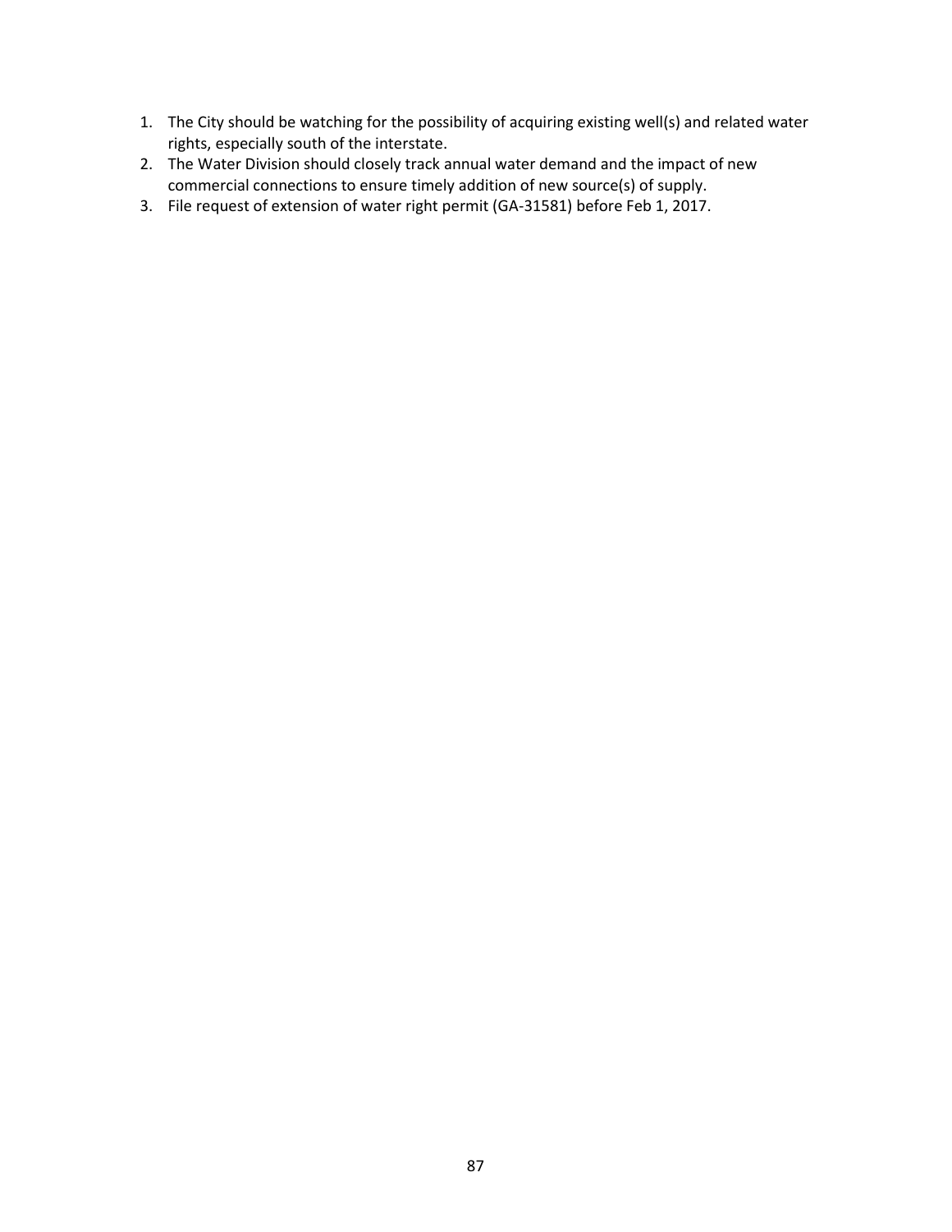1. The City should be watching for the possibility of acquiring existing well(s) and related water rights, especially south of the interstate.
2. The Water Division should closely track annual water demand and the impact of new commercial connections to ensure timely addition of new source(s) of supply.
3. File request of extension of water right permit (GA-31581) before Feb 1, 2017.